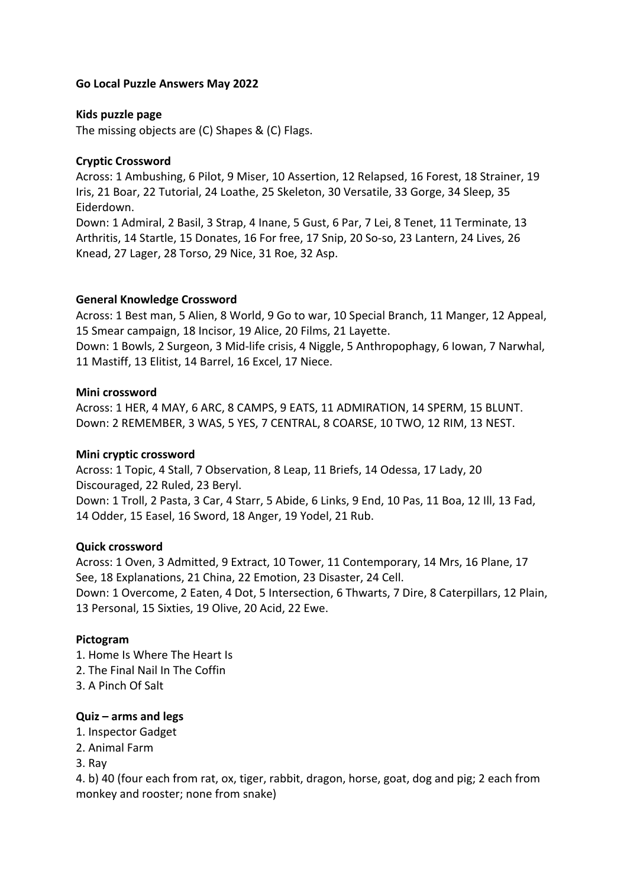**Go Local Puzzle Answers May 2022**

**Kids puzzle page**

The missing objects are (C) Shapes & (C) Flags.

**Cryptic Crossword**

Across: 1 Ambushing, 6 Pilot, 9 Miser, 10 Assertion, 12 Relapsed, 16 Forest, 18 Strainer, 19 Iris, 21 Boar, 22 Tutorial, 24 Loathe, 25 Skeleton, 30 Versatile, 33 Gorge, 34 Sleep, 35 Eiderdown.

Down: 1 Admiral, 2 Basil, 3 Strap, 4 Inane, 5 Gust, 6 Par, 7 Lei, 8 Tenet, 11 Terminate, 13 Arthritis, 14 Startle, 15 Donates, 16 For free, 17 Snip, 20 So-so, 23 Lantern, 24 Lives, 26 Knead, 27 Lager, 28 Torso, 29 Nice, 31 Roe, 32 Asp.

**General Knowledge Crossword**

Across: 1 Best man, 5 Alien, 8 World, 9 Go to war, 10 Special Branch, 11 Manger, 12 Appeal, 15 Smear campaign, 18 Incisor, 19 Alice, 20 Films, 21 Layette.

Down: 1 Bowls, 2 Surgeon, 3 Mid-life crisis, 4 Niggle, 5 Anthropophagy, 6 Iowan, 7 Narwhal, 11 Mastiff, 13 Elitist, 14 Barrel, 16 Excel, 17 Niece.

**Mini crossword**

Across: 1 HER, 4 MAY, 6 ARC, 8 CAMPS, 9 EATS, 11 ADMIRATION, 14 SPERM, 15 BLUNT.

Down: 2 REMEMBER, 3 WAS, 5 YES, 7 CENTRAL, 8 COARSE, 10 TWO, 12 RIM, 13 NEST.

**Mini cryptic crossword**

Across: 1 Topic, 4 Stall, 7 Observation, 8 Leap, 11 Briefs, 14 Odessa, 17 Lady, 20 Discouraged, 22 Ruled, 23 Beryl.

Down: 1 Troll, 2 Pasta, 3 Car, 4 Starr, 5 Abide, 6 Links, 9 End, 10 Pas, 11 Boa, 12 Ill, 13 Fad, 14 Odder, 15 Easel, 16 Sword, 18 Anger, 19 Yodel, 21 Rub.

**Quick crossword**

Across: 1 Oven, 3 Admitted, 9 Extract, 10 Tower, 11 Contemporary, 14 Mrs, 16 Plane, 17 See, 18 Explanations, 21 China, 22 Emotion, 23 Disaster, 24 Cell.

Down: 1 Overcome, 2 Eaten, 4 Dot, 5 Intersection, 6 Thwarts, 7 Dire, 8 Caterpillars, 12 Plain, 13 Personal, 15 Sixties, 19 Olive, 20 Acid, 22 Ewe.

**Pictogram**

1. Home Is Where The Heart Is
2. The Final Nail In The Coffin
3. A Pinch Of Salt

**Quiz – arms and legs**

1. Inspector Gadget
2. Animal Farm
3. Ray
4. b) 40 (four each from rat, ox, tiger, rabbit, dragon, horse, goat, dog and pig; 2 each from monkey and rooster; none from snake)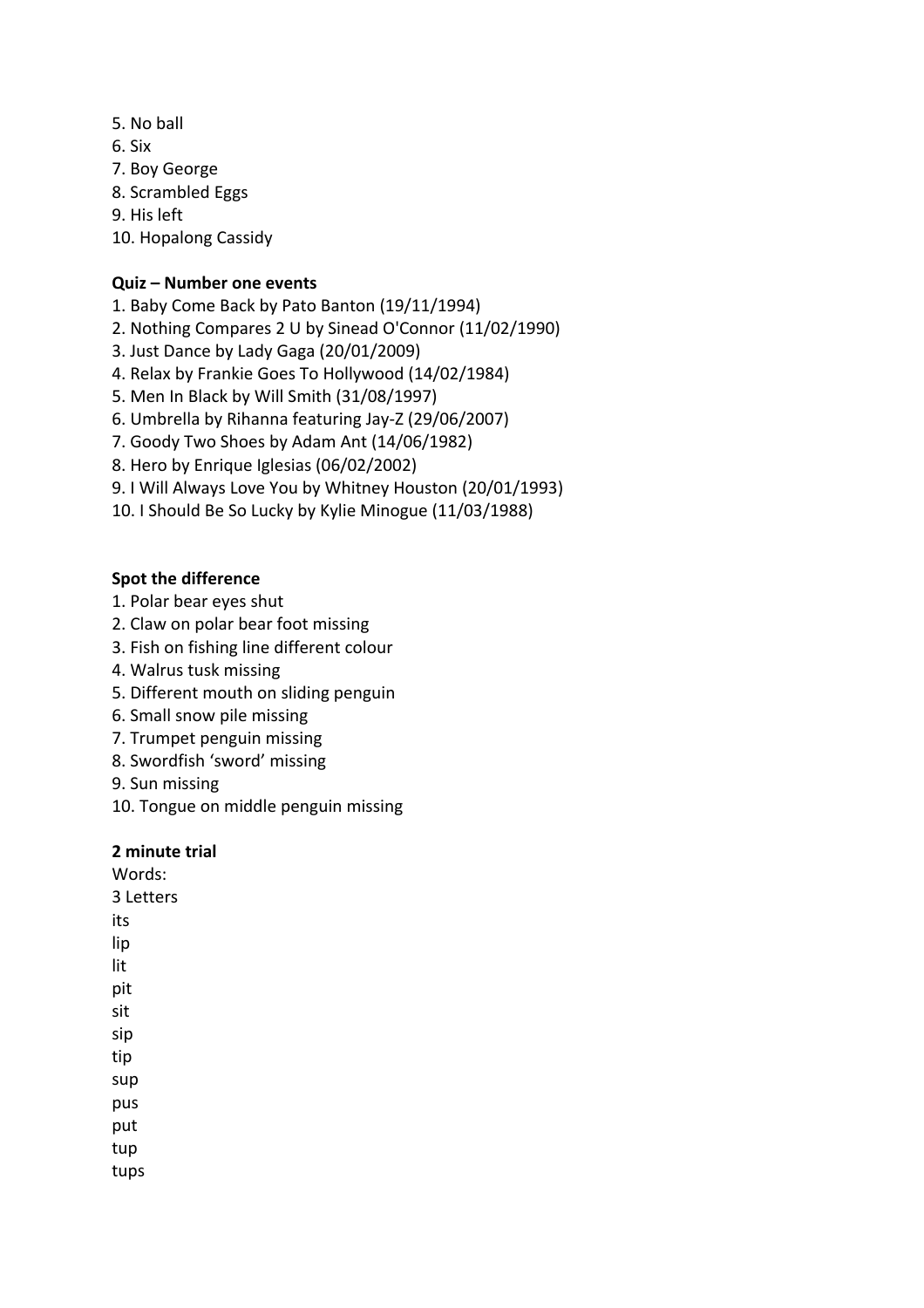5. No ball
6. Six
7. Boy George
8. Scrambled Eggs
9. His left
10. Hopalong Cassidy

**Quiz – Number one events**

1. Baby Come Back by Pato Banton (19/11/1994)
2. Nothing Compares 2 U by Sinead O'Connor (11/02/1990)
3. Just Dance by Lady Gaga (20/01/2009)
4. Relax by Frankie Goes To Hollywood (14/02/1984)
5. Men In Black by Will Smith (31/08/1997)
6. Umbrella by Rihanna featuring Jay-Z (29/06/2007)
7. Goody Two Shoes by Adam Ant (14/06/1982)
8. Hero by Enrique Iglesias (06/02/2002)
9. I Will Always Love You by Whitney Houston (20/01/1993)
10. I Should Be So Lucky by Kylie Minogue (11/03/1988)

**Spot the difference**

1. Polar bear eyes shut
2. Claw on polar bear foot missing
3. Fish on fishing line different colour
4. Walrus tusk missing
5. Different mouth on sliding penguin
6. Small snow pile missing
7. Trumpet penguin missing
8. Swordfish 'sword' missing
9. Sun missing
10. Tongue on middle penguin missing

**2 minute trial**

Words:
3 Letters
its
lip
lit
pit
sit
sip
tip
sup
pus
put
tup
tups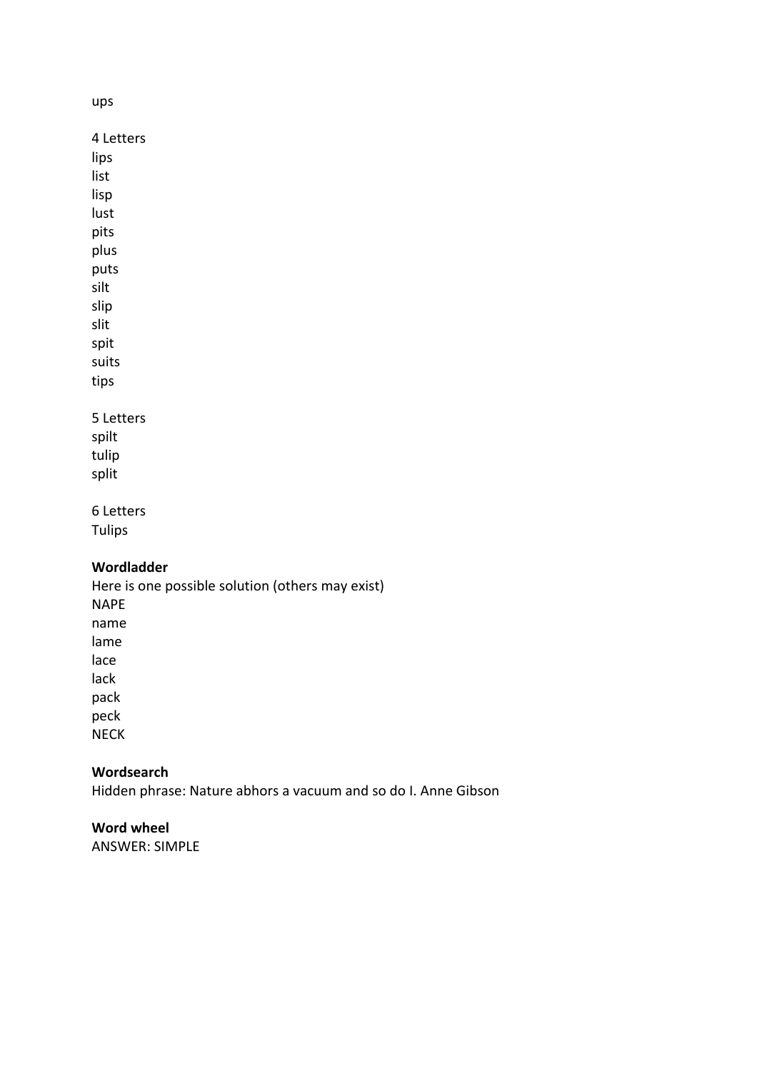ups

4 Letters
lips
list
lisp
lust
pits
plus
puts
silt
slip
slit
spit
suits
tips

5 Letters
spilt
tulip
split

6 Letters
Tulips

**Wordladder**
Here is one possible solution (others may exist)
NAPE
name
lame
lace
lack
pack
peck
NECK

**Wordsearch**
Hidden phrase: Nature abhors a vacuum and so do I. Anne Gibson

**Word wheel**
ANSWER: SIMPLE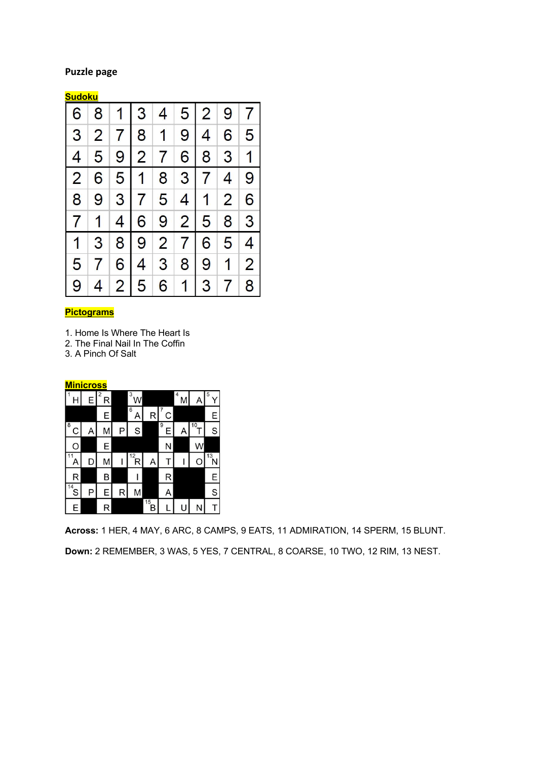**Puzzle page**

**Sudoku**

| | | | | | | | | |
|---|---|---|---|---|---|---|---|---|
| 6 | 8 | 1 | 3 | 4 | 5 | 2 | 9 | 7 |
| 3 | 2 | 7 | 8 | 1 | 9 | 4 | 6 | 5 |
| 4 | 5 | 9 | 2 | 7 | 6 | 8 | 3 | 1 |
| 2 | 6 | 5 | 1 | 8 | 3 | 7 | 4 | 9 |
| 8 | 9 | 3 | 7 | 5 | 4 | 1 | 2 | 6 |
| 7 | 1 | 4 | 6 | 9 | 2 | 5 | 8 | 3 |
| 1 | 3 | 8 | 9 | 2 | 7 | 6 | 5 | 4 |
| 5 | 7 | 6 | 4 | 3 | 8 | 9 | 1 | 2 |
| 9 | 4 | 2 | 5 | 6 | 1 | 3 | 7 | 8 |

**Pictograms**

1. Home Is Where The Heart Is
2. The Final Nail In The Coffin
3. A Pinch Of Salt

**Minicross**

| | | | | | | | | | |
|---|---|---|---|---|---|---|---|---|---|
| 1 H | E | 2 R | | 3 W | | | 4 M | A | 5 Y |
| | | E | | 6 A | R | 7 C | | | E |
| 8 C | A | M | P | S | | 9 E | A | 10 T | S |
| O | | E | | | | N | | W | |
| 11 A | D | M | I | 12 R | A | T | I | O | 13 N |
| R | | B | | I | | R | | | E |
| 14 S | P | E | R | M | | A | | | S |
| E | | R | | | 15 B | L | U | N | T |

**Across:** 1 HER, 4 MAY, 6 ARC, 8 CAMPS, 9 EATS, 11 ADMIRATION, 14 SPERM, 15 BLUNT.

**Down:** 2 REMEMBER, 3 WAS, 5 YES, 7 CENTRAL, 8 COARSE, 10 TWO, 12 RIM, 13 NEST.